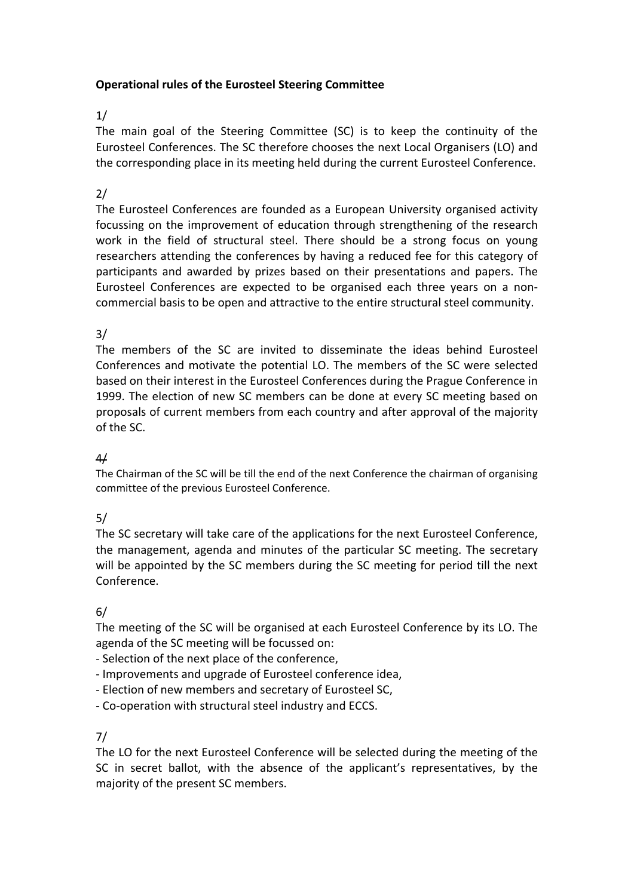**Operational rules of the Eurosteel Steering Committee**

1/

The main goal of the Steering Committee (SC) is to keep the continuity of the Eurosteel Conferences. The SC therefore chooses the next Local Organisers (LO) and the corresponding place in its meeting held during the current Eurosteel Conference.

2/

The Eurosteel Conferences are founded as a European University organised activity focussing on the improvement of education through strengthening of the research work in the field of structural steel. There should be a strong focus on young researchers attending the conferences by having a reduced fee for this category of participants and awarded by prizes based on their presentations and papers. The Eurosteel Conferences are expected to be organised each three years on a non-commercial basis to be open and attractive to the entire structural steel community.

3/

The members of the SC are invited to disseminate the ideas behind Eurosteel Conferences and motivate the potential LO. The members of the SC were selected based on their interest in the Eurosteel Conferences during the Prague Conference in 1999. The election of new SC members can be done at every SC meeting based on proposals of current members from each country and after approval of the majority of the SC.

4/

The Chairman of the SC will be till the end of the next Conference the chairman of organising committee of the previous Eurosteel Conference.

5/

The SC secretary will take care of the applications for the next Eurosteel Conference, the management, agenda and minutes of the particular SC meeting. The secretary will be appointed by the SC members during the SC meeting for period till the next Conference.

6/

The meeting of the SC will be organised at each Eurosteel Conference by its LO. The agenda of the SC meeting will be focussed on:

- Selection of the next place of the conference,
- Improvements and upgrade of Eurosteel conference idea,
- Election of new members and secretary of Eurosteel SC,
- Co-operation with structural steel industry and ECCS.

7/

The LO for the next Eurosteel Conference will be selected during the meeting of the SC in secret ballot, with the absence of the applicant's representatives, by the majority of the present SC members.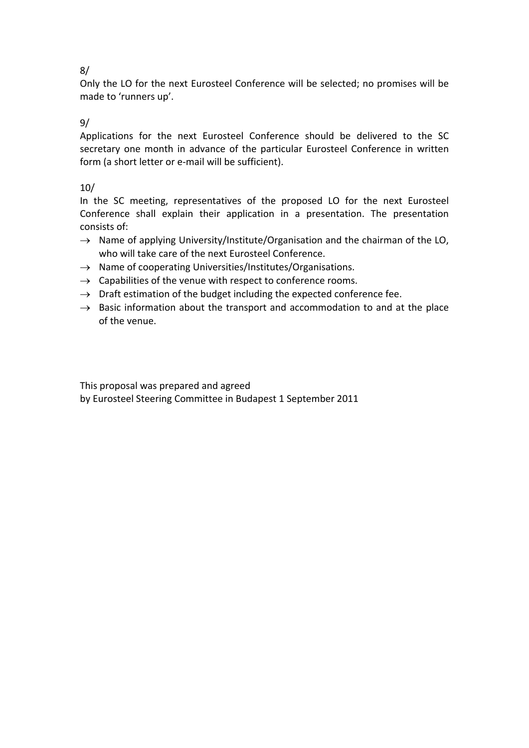8/

Only the LO for the next Eurosteel Conference will be selected; no promises will be made to 'runners up'.

9/

Applications for the next Eurosteel Conference should be delivered to the SC secretary one month in advance of the particular Eurosteel Conference in written form (a short letter or e-mail will be sufficient).

10/

In the SC meeting, representatives of the proposed LO for the next Eurosteel Conference shall explain their application in a presentation. The presentation consists of:

- → Name of applying University/Institute/Organisation and the chairman of the LO, who will take care of the next Eurosteel Conference.
- → Name of cooperating Universities/Institutes/Organisations.
- → Capabilities of the venue with respect to conference rooms.
- → Draft estimation of the budget including the expected conference fee.
- → Basic information about the transport and accommodation to and at the place of the venue.

This proposal was prepared and agreed
by Eurosteel Steering Committee in Budapest 1 September 2011